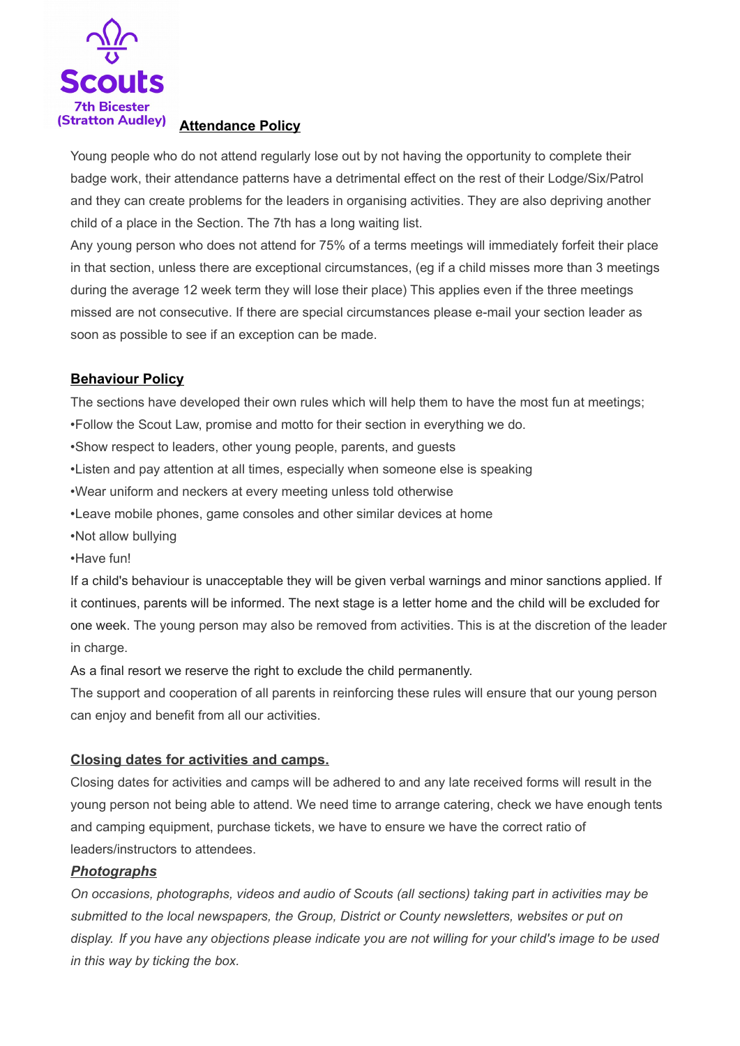Scouts
7th Bicester
(Stratton Audley)

## Attendance Policy

Young people who do not attend regularly lose out by not having the opportunity to complete their badge work, their attendance patterns have a detrimental effect on the rest of their Lodge/Six/Patrol and they can create problems for the leaders in organising activities. They are also depriving another child of a place in the Section. The 7th has a long waiting list.

Any young person who does not attend for 75% of a terms meetings will immediately forfeit their place in that section, unless there are exceptional circumstances, (eg if a child misses more than 3 meetings during the average 12 week term they will lose their place) This applies even if the three meetings missed are not consecutive. If there are special circumstances please e-mail your section leader as soon as possible to see if an exception can be made.

## Behaviour Policy

The sections have developed their own rules which will help them to have the most fun at meetings;

- Follow the Scout Law, promise and motto for their section in everything we do.
- Show respect to leaders, other young people, parents, and guests
- Listen and pay attention at all times, especially when someone else is speaking
- Wear uniform and neckers at every meeting unless told otherwise
- Leave mobile phones, game consoles and other similar devices at home
- Not allow bullying
- Have fun!

If a child's behaviour is unacceptable they will be given verbal warnings and minor sanctions applied. If it continues, parents will be informed. The next stage is a letter home and the child will be excluded for one week. The young person may also be removed from activities. This is at the discretion of the leader in charge.

As a final resort we reserve the right to exclude the child permanently.

The support and cooperation of all parents in reinforcing these rules will ensure that our young person can enjoy and benefit from all our activities.

## Closing dates for activities and camps.

Closing dates for activities and camps will be adhered to and any late received forms will result in the young person not being able to attend. We need time to arrange catering, check we have enough tents and camping equipment, purchase tickets, we have to ensure we have the correct ratio of leaders/instructors to attendees.

## *Photographs*

*On occasions, photographs, videos and audio of Scouts (all sections) taking part in activities may be submitted to the local newspapers, the Group, District or County newsletters, websites or put on display. If you have any objections please indicate you are not willing for your child's image to be used in this way by ticking the box.*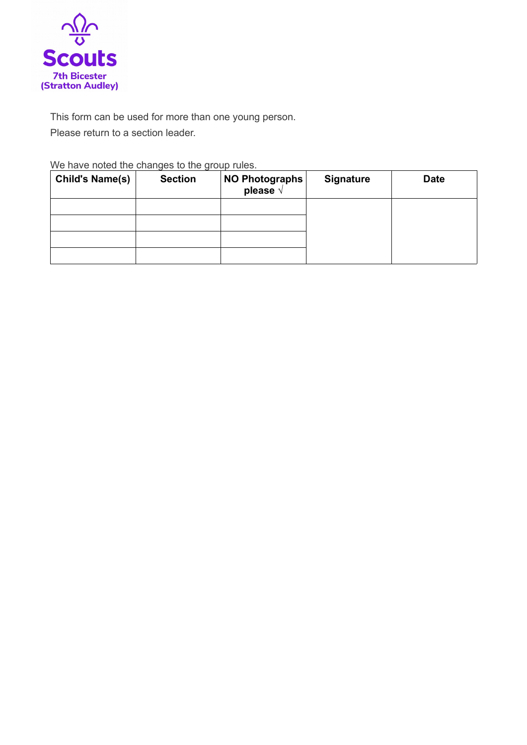Scouts
7th Bicester
(Stratton Audley)

This form can be used for more than one young person.

Please return to a section leader.

We have noted the changes to the group rules.

| Child's Name(s) | Section | NO Photographs please √ | Signature | Date |
|---|---|---|---|---|
| | | | | |
| | | | | |
| | | | | |
| | | | | |